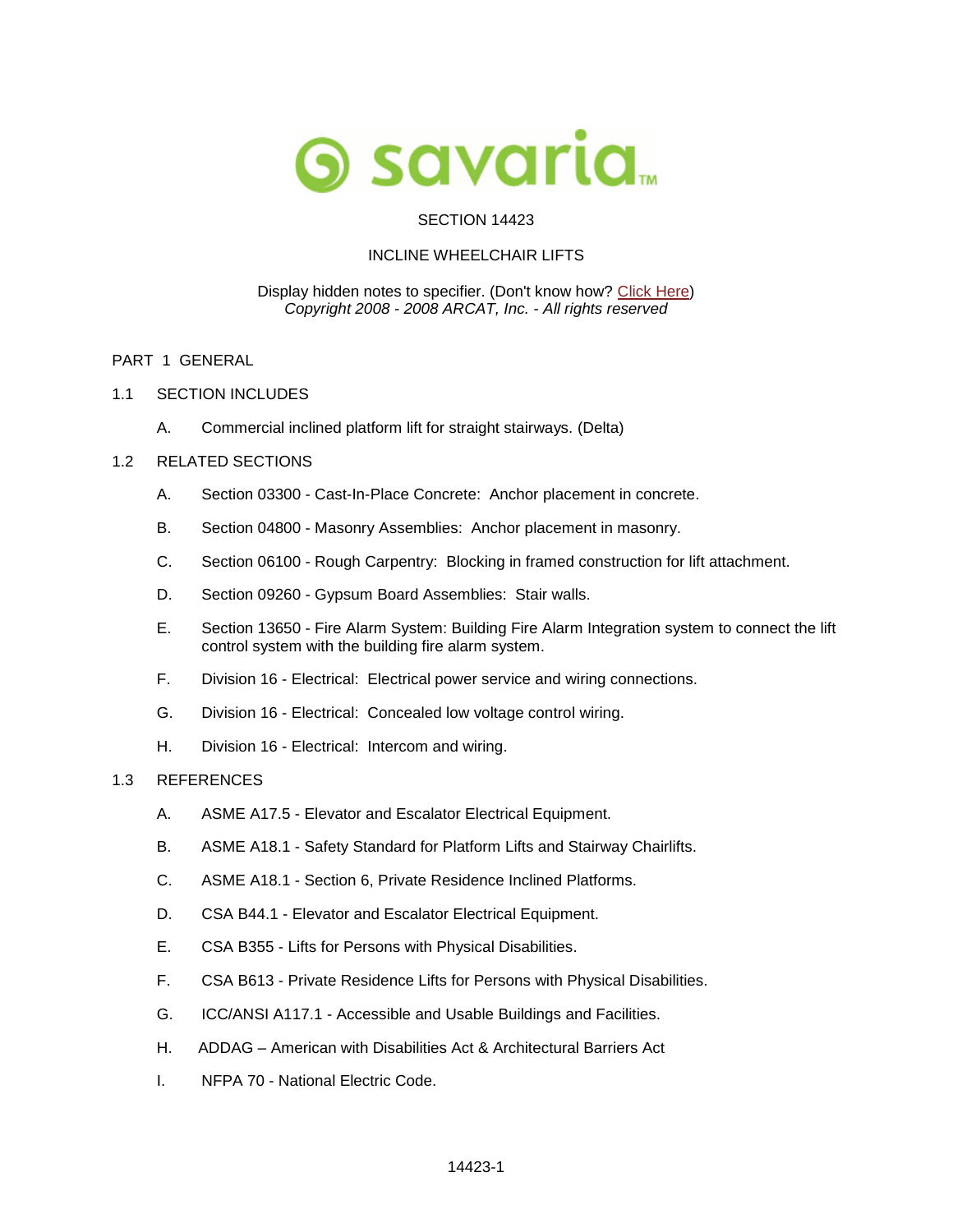savaria™

SECTION 14423

INCLINE WHEELCHAIR LIFTS

Display hidden notes to specifier. (Don't know how? Click Here)
*Copyright 2008 - 2008 ARCAT, Inc. - All rights reserved*

## PART 1 GENERAL

### 1.1 SECTION INCLUDES

A. Commercial inclined platform lift for straight stairways. (Delta)

### 1.2 RELATED SECTIONS

A. Section 03300 - Cast-In-Place Concrete: Anchor placement in concrete.

B. Section 04800 - Masonry Assemblies: Anchor placement in masonry.

C. Section 06100 - Rough Carpentry: Blocking in framed construction for lift attachment.

D. Section 09260 - Gypsum Board Assemblies: Stair walls.

E. Section 13650 - Fire Alarm System: Building Fire Alarm Integration system to connect the lift control system with the building fire alarm system.

F. Division 16 - Electrical: Electrical power service and wiring connections.

G. Division 16 - Electrical: Concealed low voltage control wiring.

H. Division 16 - Electrical: Intercom and wiring.

### 1.3 REFERENCES

A. ASME A17.5 - Elevator and Escalator Electrical Equipment.

B. ASME A18.1 - Safety Standard for Platform Lifts and Stairway Chairlifts.

C. ASME A18.1 - Section 6, Private Residence Inclined Platforms.

D. CSA B44.1 - Elevator and Escalator Electrical Equipment.

E. CSA B355 - Lifts for Persons with Physical Disabilities.

F. CSA B613 - Private Residence Lifts for Persons with Physical Disabilities.

G. ICC/ANSI A117.1 - Accessible and Usable Buildings and Facilities.

H. ADDAG – American with Disabilities Act & Architectural Barriers Act

I. NFPA 70 - National Electric Code.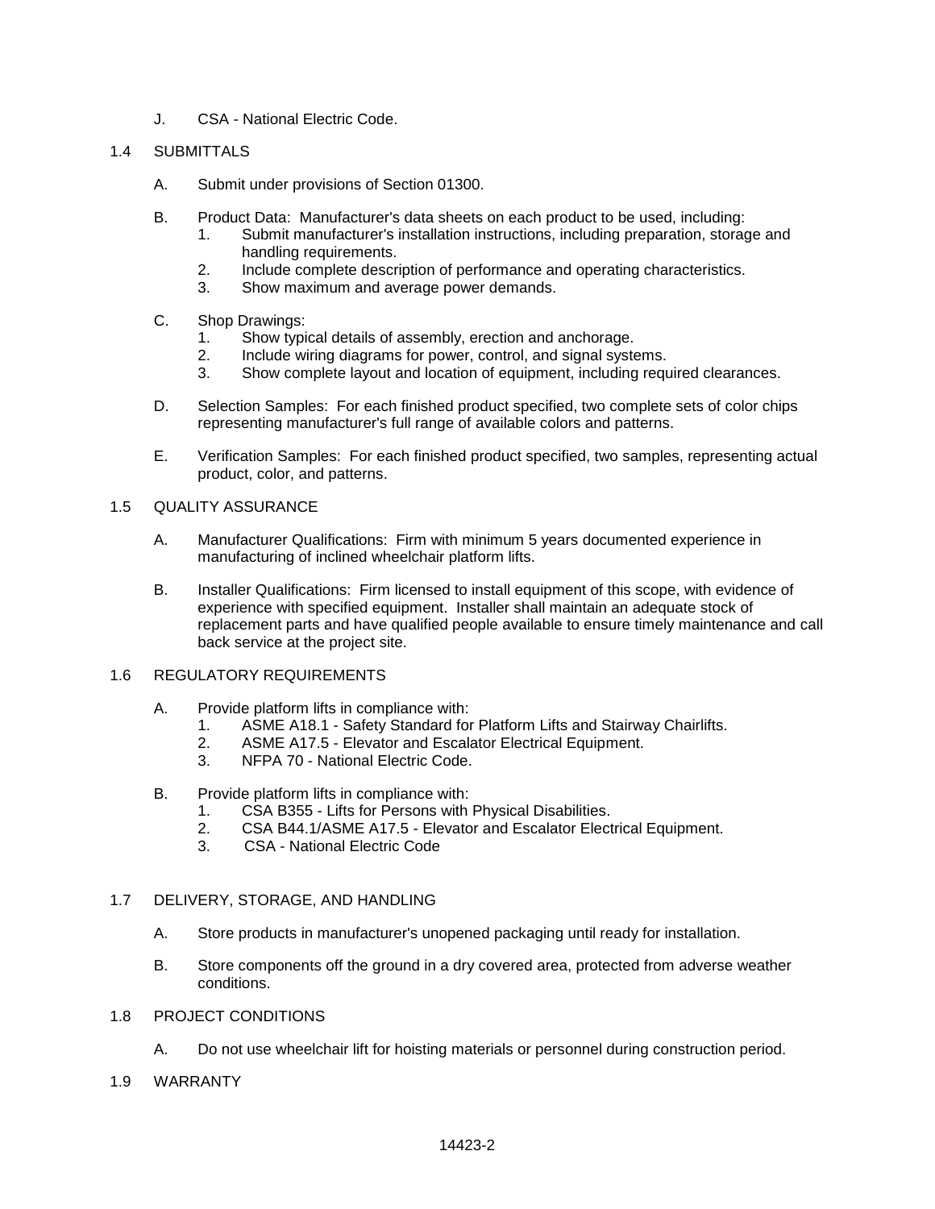J. CSA - National Electric Code.

## 1.4 SUBMITTALS

A. Submit under provisions of Section 01300.

B. Product Data: Manufacturer's data sheets on each product to be used, including:
   1. Submit manufacturer's installation instructions, including preparation, storage and handling requirements.
   2. Include complete description of performance and operating characteristics.
   3. Show maximum and average power demands.

C. Shop Drawings:
   1. Show typical details of assembly, erection and anchorage.
   2. Include wiring diagrams for power, control, and signal systems.
   3. Show complete layout and location of equipment, including required clearances.

D. Selection Samples: For each finished product specified, two complete sets of color chips representing manufacturer's full range of available colors and patterns.

E. Verification Samples: For each finished product specified, two samples, representing actual product, color, and patterns.

## 1.5 QUALITY ASSURANCE

A. Manufacturer Qualifications: Firm with minimum 5 years documented experience in manufacturing of inclined wheelchair platform lifts.

B. Installer Qualifications: Firm licensed to install equipment of this scope, with evidence of experience with specified equipment. Installer shall maintain an adequate stock of replacement parts and have qualified people available to ensure timely maintenance and call back service at the project site.

## 1.6 REGULATORY REQUIREMENTS

A. Provide platform lifts in compliance with:
   1. ASME A18.1 - Safety Standard for Platform Lifts and Stairway Chairlifts.
   2. ASME A17.5 - Elevator and Escalator Electrical Equipment.
   3. NFPA 70 - National Electric Code.

B. Provide platform lifts in compliance with:
   1. CSA B355 - Lifts for Persons with Physical Disabilities.
   2. CSA B44.1/ASME A17.5 - Elevator and Escalator Electrical Equipment.
   3. CSA - National Electric Code

## 1.7 DELIVERY, STORAGE, AND HANDLING

A. Store products in manufacturer's unopened packaging until ready for installation.

B. Store components off the ground in a dry covered area, protected from adverse weather conditions.

## 1.8 PROJECT CONDITIONS

A. Do not use wheelchair lift for hoisting materials or personnel during construction period.

## 1.9 WARRANTY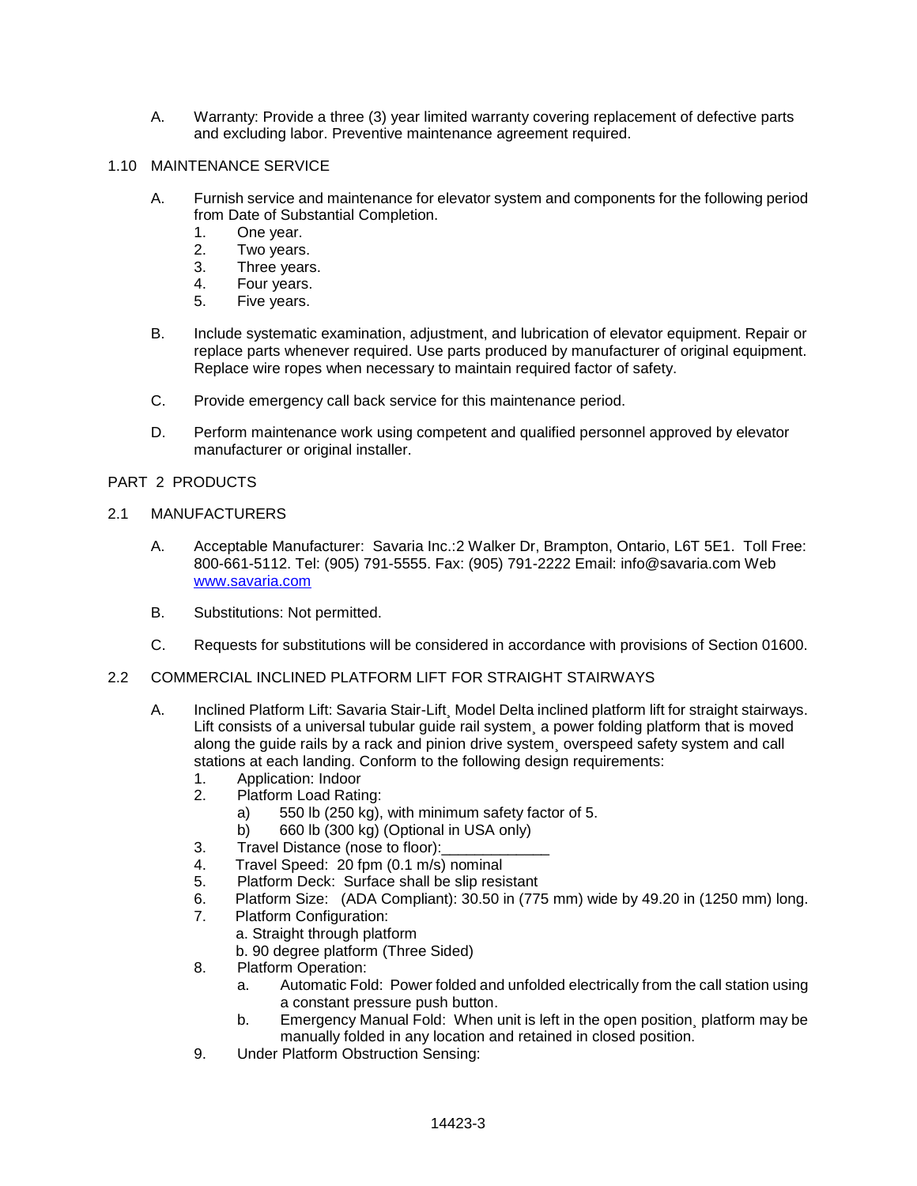A. Warranty: Provide a three (3) year limited warranty covering replacement of defective parts and excluding labor. Preventive maintenance agreement required.

1.10 MAINTENANCE SERVICE

A. Furnish service and maintenance for elevator system and components for the following period from Date of Substantial Completion.
   1. One year.
   2. Two years.
   3. Three years.
   4. Four years.
   5. Five years.

B. Include systematic examination, adjustment, and lubrication of elevator equipment. Repair or replace parts whenever required. Use parts produced by manufacturer of original equipment. Replace wire ropes when necessary to maintain required factor of safety.

C. Provide emergency call back service for this maintenance period.

D. Perform maintenance work using competent and qualified personnel approved by elevator manufacturer or original installer.

PART 2 PRODUCTS

2.1 MANUFACTURERS

A. Acceptable Manufacturer: Savaria Inc.:2 Walker Dr, Brampton, Ontario, L6T 5E1. Toll Free: 800-661-5112. Tel: (905) 791-5555. Fax: (905) 791-2222 Email: info@savaria.com Web www.savaria.com

B. Substitutions: Not permitted.

C. Requests for substitutions will be considered in accordance with provisions of Section 01600.

2.2 COMMERCIAL INCLINED PLATFORM LIFT FOR STRAIGHT STAIRWAYS

A. Inclined Platform Lift: Savaria Stair-Lift¸ Model Delta inclined platform lift for straight stairways. Lift consists of a universal tubular guide rail system¸ a power folding platform that is moved along the guide rails by a rack and pinion drive system¸ overspeed safety system and call stations at each landing. Conform to the following design requirements:
   1. Application: Indoor
   2. Platform Load Rating:
      a) 550 lb (250 kg), with minimum safety factor of 5.
      b) 660 lb (300 kg) (Optional in USA only)
   3. Travel Distance (nose to floor):_____________
   4. Travel Speed: 20 fpm (0.1 m/s) nominal
   5. Platform Deck: Surface shall be slip resistant
   6. Platform Size: (ADA Compliant): 30.50 in (775 mm) wide by 49.20 in (1250 mm) long.
   7. Platform Configuration:
      a. Straight through platform
      b. 90 degree platform (Three Sided)
   8. Platform Operation:
      a. Automatic Fold: Power folded and unfolded electrically from the call station using a constant pressure push button.
      b. Emergency Manual Fold: When unit is left in the open position¸ platform may be manually folded in any location and retained in closed position.
   9. Under Platform Obstruction Sensing: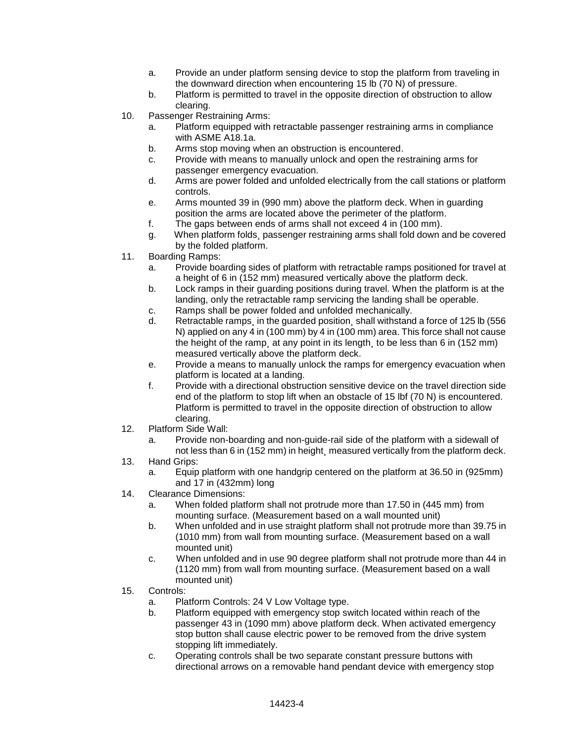a. Provide an under platform sensing device to stop the platform from traveling in the downward direction when encountering 15 lb (70 N) of pressure.
b. Platform is permitted to travel in the opposite direction of obstruction to allow clearing.

10. Passenger Restraining Arms:
    a. Platform equipped with retractable passenger restraining arms in compliance with ASME A18.1a.
    b. Arms stop moving when an obstruction is encountered.
    c. Provide with means to manually unlock and open the restraining arms for passenger emergency evacuation.
    d. Arms are power folded and unfolded electrically from the call stations or platform controls.
    e. Arms mounted 39 in (990 mm) above the platform deck. When in guarding position the arms are located above the perimeter of the platform.
    f. The gaps between ends of arms shall not exceed 4 in (100 mm).
    g. When platform folds¸ passenger restraining arms shall fold down and be covered by the folded platform.
11. Boarding Ramps:
    a. Provide boarding sides of platform with retractable ramps positioned for travel at a height of 6 in (152 mm) measured vertically above the platform deck.
    b. Lock ramps in their guarding positions during travel. When the platform is at the landing, only the retractable ramp servicing the landing shall be operable.
    c. Ramps shall be power folded and unfolded mechanically.
    d. Retractable ramps¸ in the guarded position¸ shall withstand a force of 125 lb (556 N) applied on any 4 in (100 mm) by 4 in (100 mm) area. This force shall not cause the height of the ramp¸ at any point in its length¸ to be less than 6 in (152 mm) measured vertically above the platform deck.
    e. Provide a means to manually unlock the ramps for emergency evacuation when platform is located at a landing.
    f. Provide with a directional obstruction sensitive device on the travel direction side end of the platform to stop lift when an obstacle of 15 lbf (70 N) is encountered. Platform is permitted to travel in the opposite direction of obstruction to allow clearing.
12. Platform Side Wall:
    a. Provide non-boarding and non-guide-rail side of the platform with a sidewall of not less than 6 in (152 mm) in height¸ measured vertically from the platform deck.
13. Hand Grips:
    a. Equip platform with one handgrip centered on the platform at 36.50 in (925mm) and 17 in (432mm) long
14. Clearance Dimensions:
    a. When folded platform shall not protrude more than 17.50 in (445 mm) from mounting surface. (Measurement based on a wall mounted unit)
    b. When unfolded and in use straight platform shall not protrude more than 39.75 in (1010 mm) from wall from mounting surface. (Measurement based on a wall mounted unit)
    c. When unfolded and in use 90 degree platform shall not protrude more than 44 in (1120 mm) from wall from mounting surface. (Measurement based on a wall mounted unit)
15. Controls:
    a. Platform Controls: 24 V Low Voltage type.
    b. Platform equipped with emergency stop switch located within reach of the passenger 43 in (1090 mm) above platform deck. When activated emergency stop button shall cause electric power to be removed from the drive system stopping lift immediately.
    c. Operating controls shall be two separate constant pressure buttons with directional arrows on a removable hand pendant device with emergency stop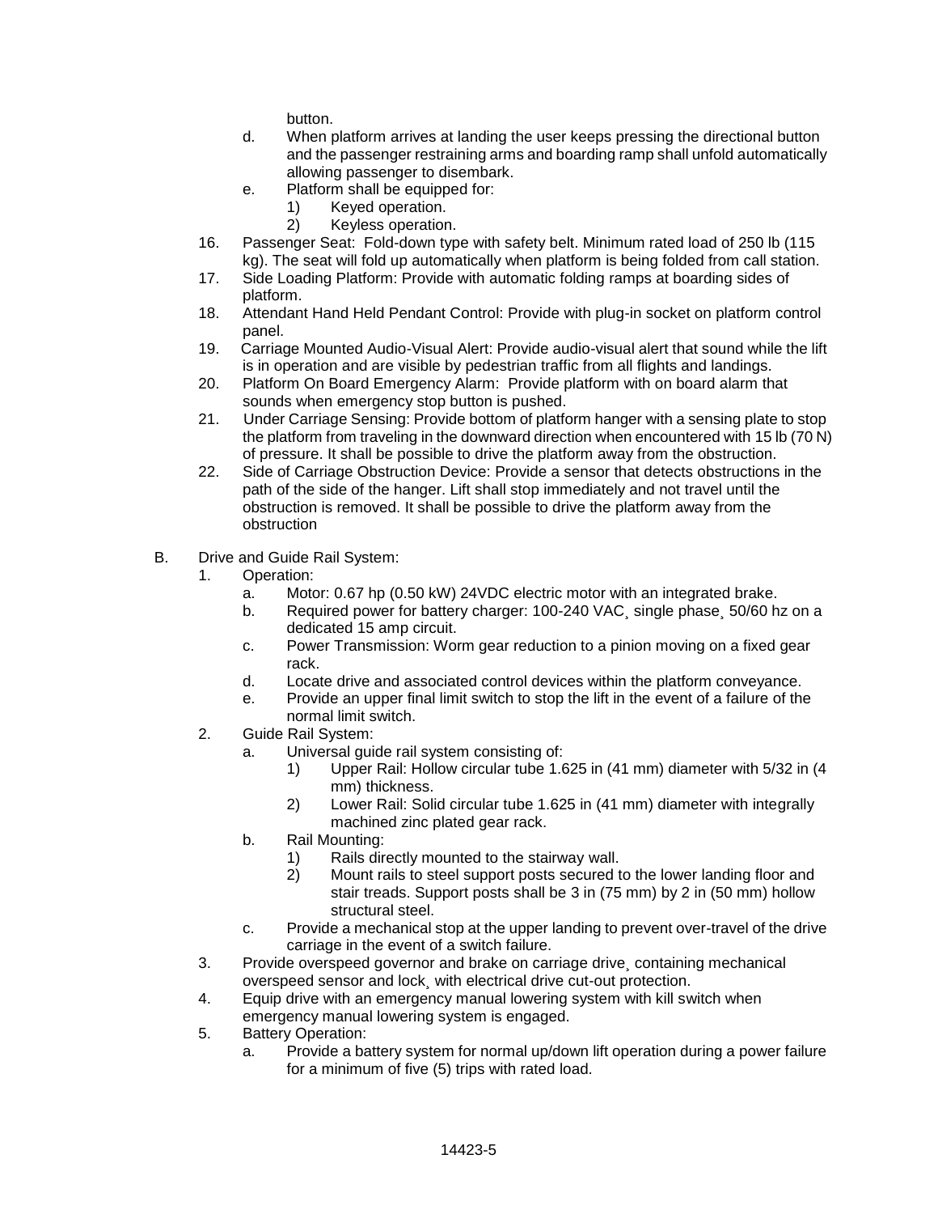button.

   d. When platform arrives at landing the user keeps pressing the directional button and the passenger restraining arms and boarding ramp shall unfold automatically allowing passenger to disembark.
   e. Platform shall be equipped for:
      1) Keyed operation.
      2) Keyless operation.

16. Passenger Seat: Fold-down type with safety belt. Minimum rated load of 250 lb (115 kg). The seat will fold up automatically when platform is being folded from call station.
17. Side Loading Platform: Provide with automatic folding ramps at boarding sides of platform.
18. Attendant Hand Held Pendant Control: Provide with plug-in socket on platform control panel.
19. Carriage Mounted Audio-Visual Alert: Provide audio-visual alert that sound while the lift is in operation and are visible by pedestrian traffic from all flights and landings.
20. Platform On Board Emergency Alarm: Provide platform with on board alarm that sounds when emergency stop button is pushed.
21. Under Carriage Sensing: Provide bottom of platform hanger with a sensing plate to stop the platform from traveling in the downward direction when encountered with 15 lb (70 N) of pressure. It shall be possible to drive the platform away from the obstruction.
22. Side of Carriage Obstruction Device: Provide a sensor that detects obstructions in the path of the side of the hanger. Lift shall stop immediately and not travel until the obstruction is removed. It shall be possible to drive the platform away from the obstruction

B. Drive and Guide Rail System:

1. Operation:
   a. Motor: 0.67 hp (0.50 kW) 24VDC electric motor with an integrated brake.
   b. Required power for battery charger: 100-240 VAC¸ single phase¸ 50/60 hz on a dedicated 15 amp circuit.
   c. Power Transmission: Worm gear reduction to a pinion moving on a fixed gear rack.
   d. Locate drive and associated control devices within the platform conveyance.
   e. Provide an upper final limit switch to stop the lift in the event of a failure of the normal limit switch.
2. Guide Rail System:
   a. Universal guide rail system consisting of:
      1) Upper Rail: Hollow circular tube 1.625 in (41 mm) diameter with 5/32 in (4 mm) thickness.
      2) Lower Rail: Solid circular tube 1.625 in (41 mm) diameter with integrally machined zinc plated gear rack.
   b. Rail Mounting:
      1) Rails directly mounted to the stairway wall.
      2) Mount rails to steel support posts secured to the lower landing floor and stair treads. Support posts shall be 3 in (75 mm) by 2 in (50 mm) hollow structural steel.
   c. Provide a mechanical stop at the upper landing to prevent over-travel of the drive carriage in the event of a switch failure.
3. Provide overspeed governor and brake on carriage drive¸ containing mechanical overspeed sensor and lock¸ with electrical drive cut-out protection.
4. Equip drive with an emergency manual lowering system with kill switch when emergency manual lowering system is engaged.
5. Battery Operation:
   a. Provide a battery system for normal up/down lift operation during a power failure for a minimum of five (5) trips with rated load.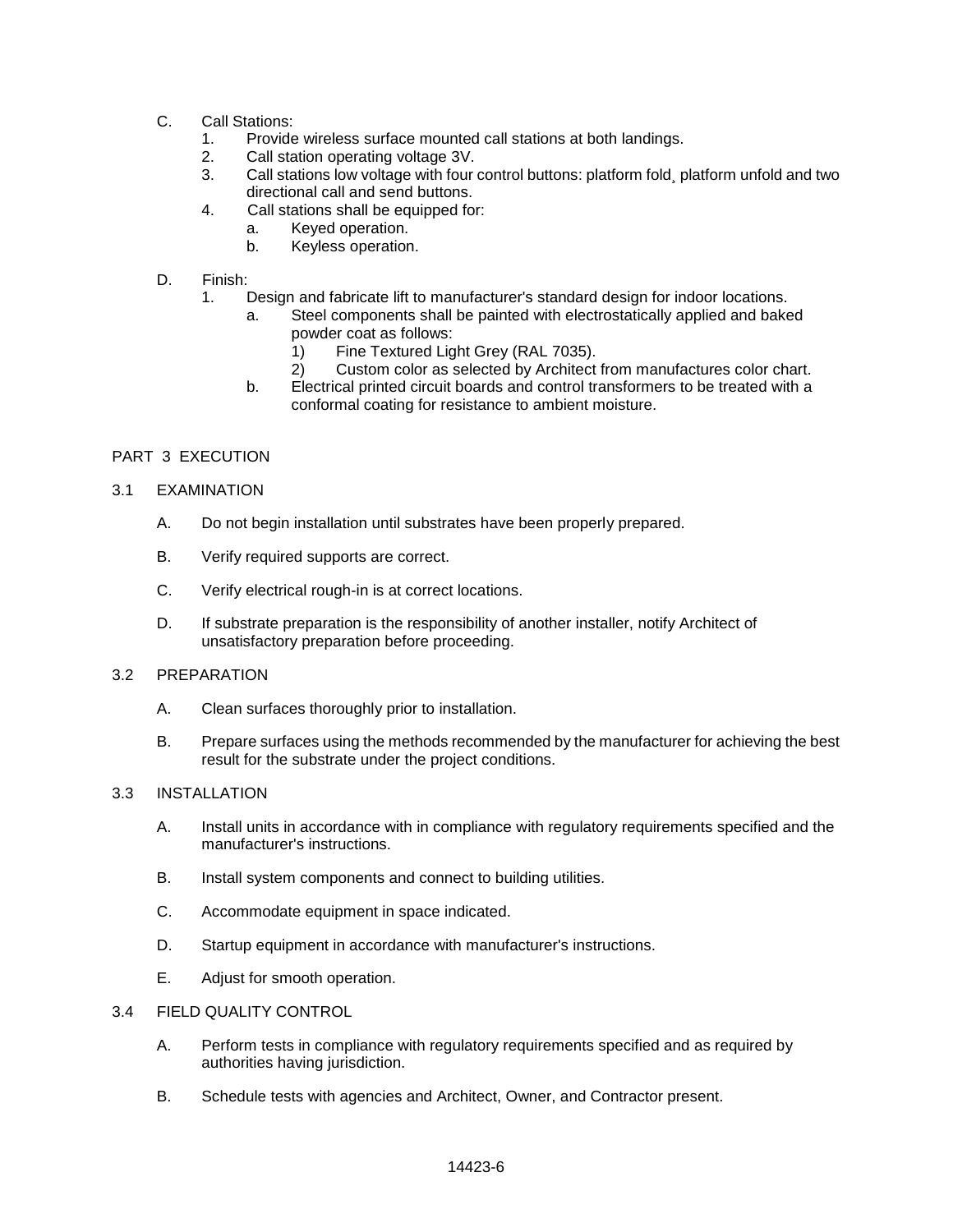C. Call Stations:

1. Provide wireless surface mounted call stations at both landings.
2. Call station operating voltage 3V.
3. Call stations low voltage with four control buttons: platform fold¸ platform unfold and two directional call and send buttons.
4. Call stations shall be equipped for:
   a. Keyed operation.
   b. Keyless operation.

D. Finish:

1. Design and fabricate lift to manufacturer's standard design for indoor locations.
   a. Steel components shall be painted with electrostatically applied and baked powder coat as follows:
      1) Fine Textured Light Grey (RAL 7035).
      2) Custom color as selected by Architect from manufactures color chart.
   b. Electrical printed circuit boards and control transformers to be treated with a conformal coating for resistance to ambient moisture.

## PART 3 EXECUTION

### 3.1 EXAMINATION

A. Do not begin installation until substrates have been properly prepared.

B. Verify required supports are correct.

C. Verify electrical rough-in is at correct locations.

D. If substrate preparation is the responsibility of another installer, notify Architect of unsatisfactory preparation before proceeding.

### 3.2 PREPARATION

A. Clean surfaces thoroughly prior to installation.

B. Prepare surfaces using the methods recommended by the manufacturer for achieving the best result for the substrate under the project conditions.

### 3.3 INSTALLATION

A. Install units in accordance with in compliance with regulatory requirements specified and the manufacturer's instructions.

B. Install system components and connect to building utilities.

C. Accommodate equipment in space indicated.

D. Startup equipment in accordance with manufacturer's instructions.

E. Adjust for smooth operation.

### 3.4 FIELD QUALITY CONTROL

A. Perform tests in compliance with regulatory requirements specified and as required by authorities having jurisdiction.

B. Schedule tests with agencies and Architect, Owner, and Contractor present.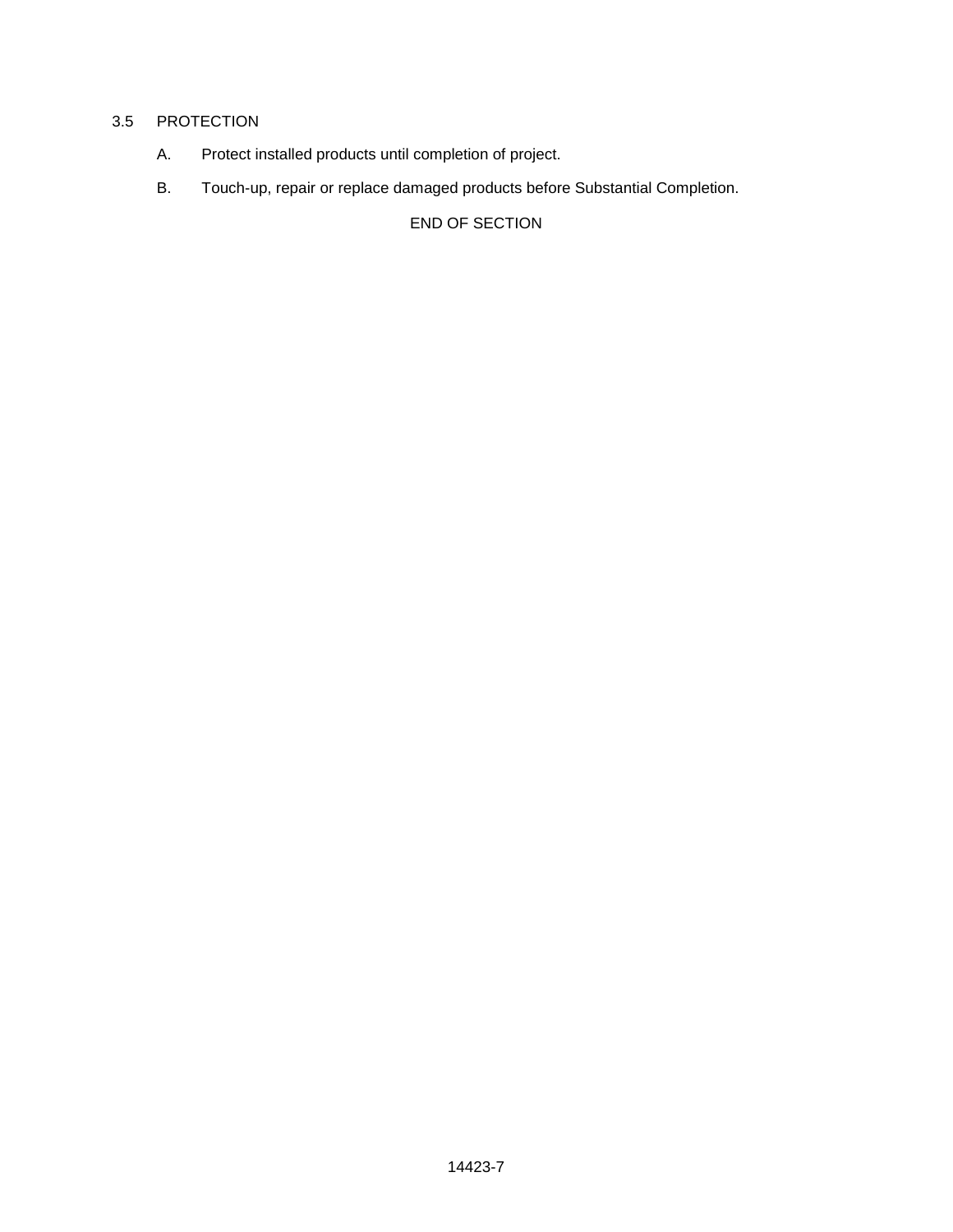## 3.5 PROTECTION

A. Protect installed products until completion of project.

B. Touch-up, repair or replace damaged products before Substantial Completion.

END OF SECTION